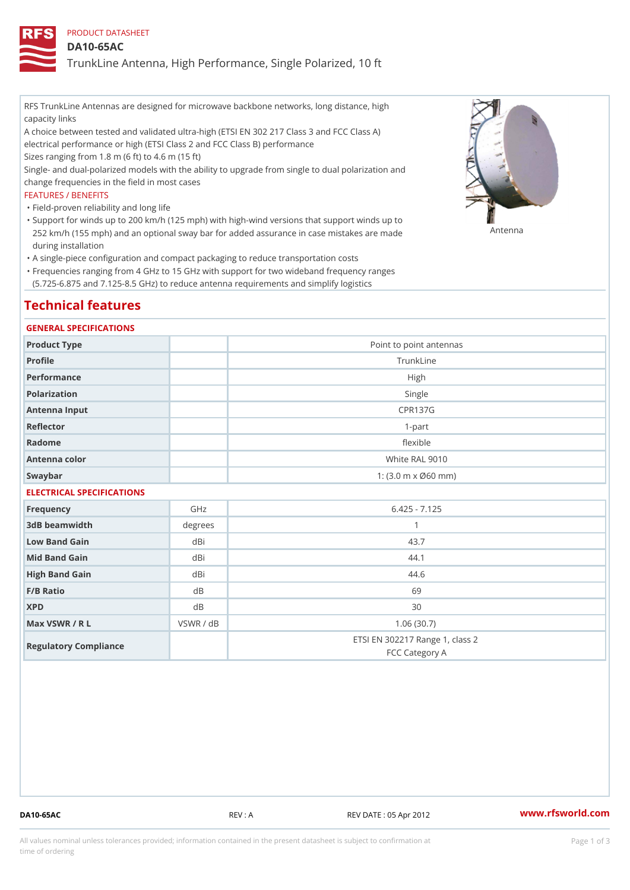PRODUCT DATASHEET

# DA10-65AC

## TrunkLine Antenna, High Performance, Single Polarized, 10 ft

RFS TrunkLine Antennas are designed for microwave backbone networks, long distance, high capacity links

A choice between tested and validated ultra-high (ETSI EN 302 217 Class 3 and FCC Class A) electrical performance or high (ETSI Class 2 and FCC Class B) performance

Sizes ranging from 1.8 m (6 ft) to 4.6 m (15 ft)

Single- and dual-polarized models with the ability to upgrade from single to dual polarization and change frequencies in the field in most cases

FEATURES / BENEFITS

- Field-proven reliability and long life
- Support for winds up to 200 km/h (125 mph) with high-wind versions that support winds up to 252 km/h (155 mph) and an optional sway bar for added assurance in case mistakes are made during installation
- A single-piece configuration and compact packaging to reduce transportation costs
- Frequencies ranging from 4 GHz to 15 GHz with support for two wideband frequency ranges (5.725-6.875 and 7.125-8.5 GHz) to reduce antenna requirements and simplify logistics

Antenna

## Technical features

### GENERAL SPECIFICATIONS

| | | |
|---|---|---|
| Product Type | | Point to point antennas |
| Profile | | TrunkLine |
| Performance | | High |
| Polarization | | Single |
| Antenna Input | | CPR137G |
| Reflector | | 1-part |
| Radome | | flexible |
| Antenna color | | White RAL 9010 |
| Swaybar | | 1: (3.0 m x Ø60 mm) |

### ELECTRICAL SPECIFICATIONS

| | | |
|---|---|---|
| Frequency | GHz | 6.425 - 7.125 |
| 3dB beamwidth | degrees | 1 |
| Low Band Gain | dBi | 43.7 |
| Mid Band Gain | dBi | 44.1 |
| High Band Gain | dBi | 44.6 |
| F/B Ratio | dB | 69 |
| XPD | dB | 30 |
| Max VSWR / R L | VSWR / dB | 1.06 (30.7) |
| Regulatory Compliance | | ETSI EN 302217 Range 1, class 2<br>FCC Category A |

DA10-65AC REV : A REV DATE : 05 Apr 2012 www.rfsworld.com

All values nominal unless tolerances provided; information contained in the present datasheet is subject to confirmation at time of ordering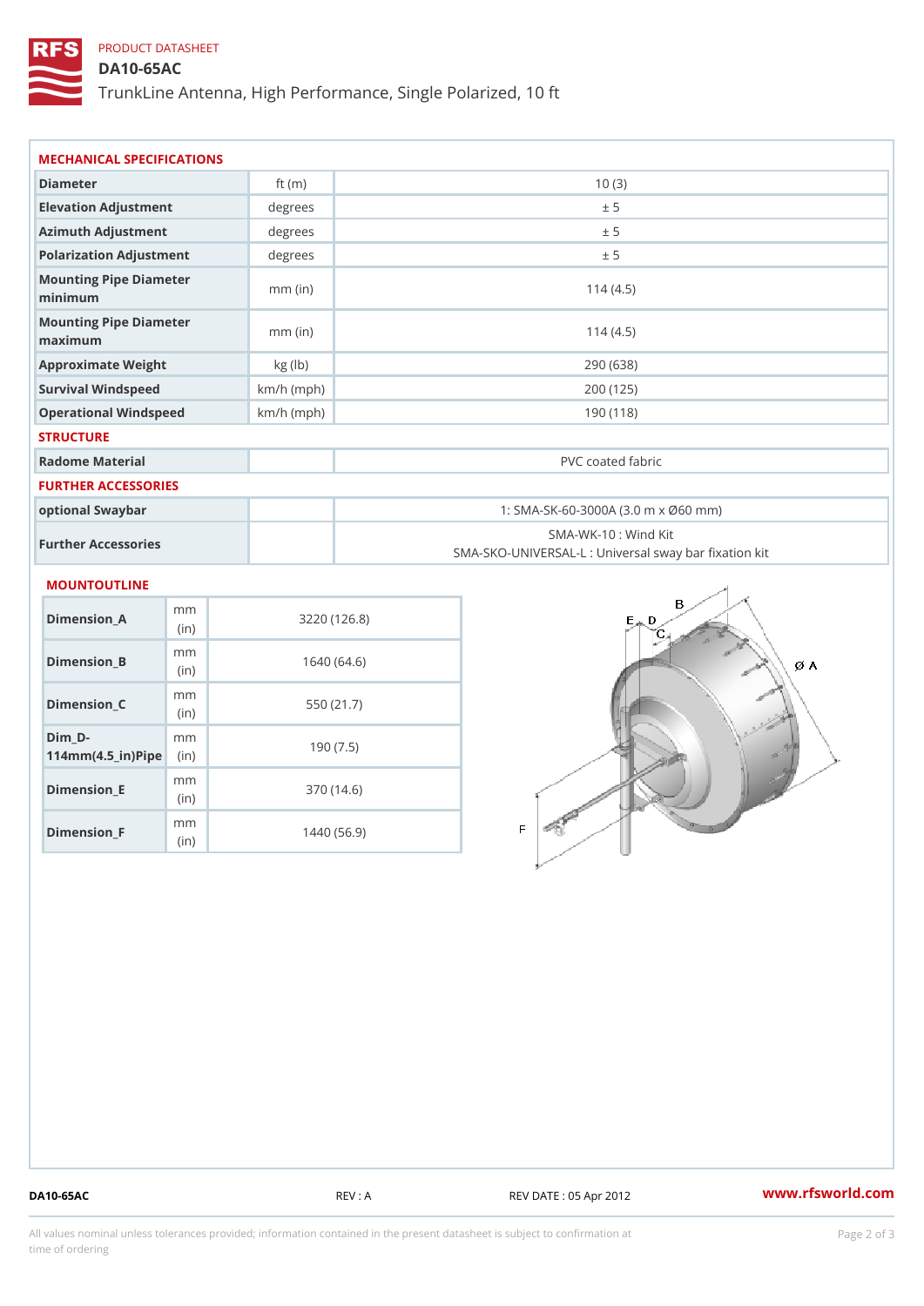PRODUCT DATASHEET

# DA10-65AC

TrunkLine Antenna, High Performance, Single Polarized, 10 ft

## MECHANICAL SPECIFICATIONS

| | | |
|---|---|---|
| Diameter | ft (m) | 10 (3) |
| Elevation Adjustment | degrees | ± 5 |
| Azimuth Adjustment | degrees | ± 5 |
| Polarization Adjustment | degrees | ± 5 |
| Mounting Pipe Diameter minimum | mm (in) | 114 (4.5) |
| Mounting Pipe Diameter maximum | mm (in) | 114 (4.5) |
| Approximate Weight | kg (lb) | 290 (638) |
| Survival Windspeed | km/h (mph) | 200 (125) |
| Operational Windspeed | km/h (mph) | 190 (118) |

## STRUCTURE

| | | |
|---|---|---|
| Radome Material | | PVC coated fabric |

## FURTHER ACCESSORIES

| | | |
|---|---|---|
| optional Swaybar | | 1: SMA-SK-60-3000A (3.0 m x Ø60 mm) |
| Further Accessories | | SMA-WK-10 : Wind Kit<br>SMA-SKO-UNIVERSAL-L : Universal sway bar fixation kit |

## MOUNTOUTLINE

| | | |
|---|---|---|
| Dimension_A | mm (in) | 3220 (126.8) |
| Dimension_B | mm (in) | 1640 (64.6) |
| Dimension_C | mm (in) | 550 (21.7) |
| Dim_D-114mm(4.5_in)Pipe | mm (in) | 190 (7.5) |
| Dimension_E | mm (in) | 370 (14.6) |
| Dimension_F | mm (in) | 1440 (56.9) |

DA10-65AC | REV : A | REV DATE : 05 Apr 2012 | www.rfsworld.com

All values nominal unless tolerances provided; information contained in the present datasheet is subject to confirmation at time of ordering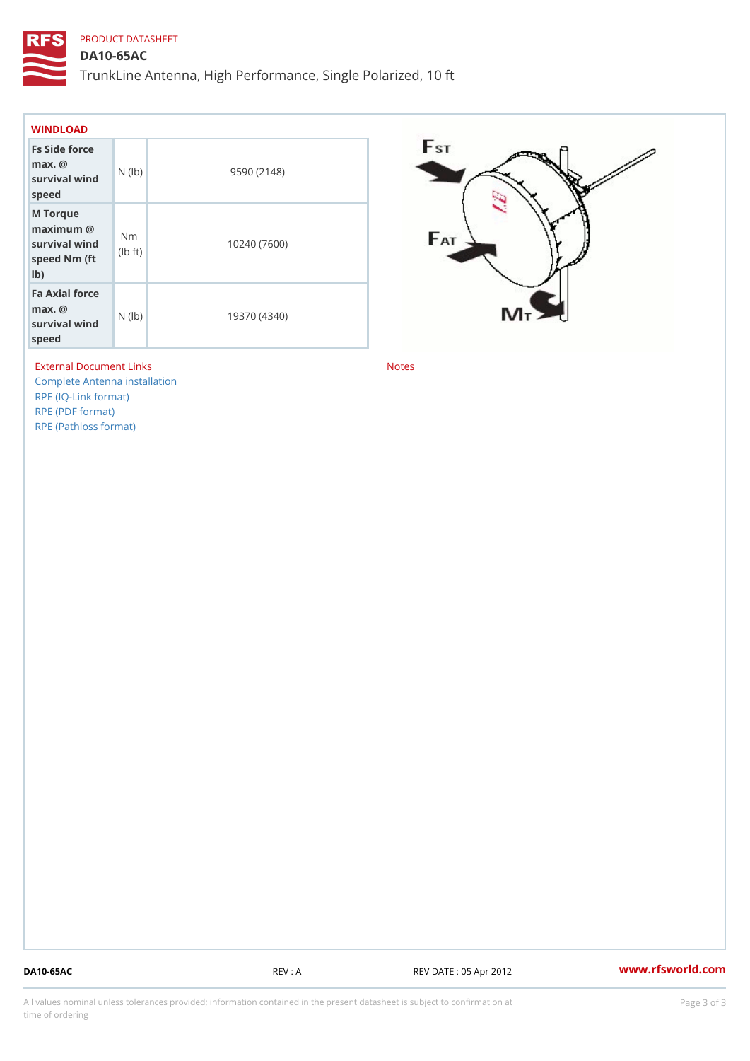PRODUCT DATASHEET

# DA10-65AC

TrunkLine Antenna, High Performance, Single Polarized, 10 ft

## WINDLOAD

| | | |
|---|---|---|
| Fs Side force max. @ survival wind speed | N (lb) | 9590 (2148) |
| M Torque maximum @ survival wind speed Nm (ft lb) | Nm (lb ft) | 10240 (7600) |
| Fa Axial force max. @ survival wind speed | N (lb) | 19370 (4340) |

FST

FAT

MT

External Document Links

Complete Antenna installation

RPE (IQ-Link format)

RPE (PDF format)

RPE (Pathloss format)

Notes

DA10-65AC REV : A REV DATE : 05 Apr 2012 www.rfsworld.com

All values nominal unless tolerances provided; information contained in the present datasheet is subject to confirmation at time of ordering